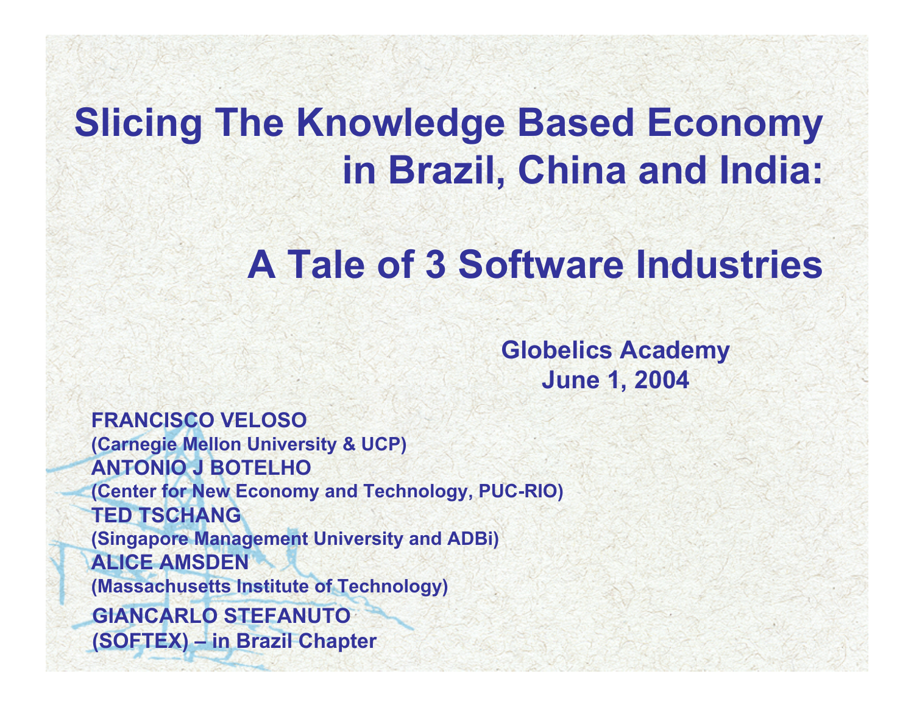# Slicing The Knowledge Based Economy in Brazil, China and India:

# A Tale of 3 Software Industries

**Globelics Academy**
**June 1, 2004**

**FRANCISCO VELOSO**
**(Carnegie Mellon University & UCP)**
**ANTONIO J BOTELHO**
**(Center for New Economy and Technology, PUC-RIO)**
**TED TSCHANG**
**(Singapore Management University and ADBi)**
**ALICE AMSDEN**
**(Massachusetts Institute of Technology)**
**GIANCARLO STEFANUTO**
**(SOFTEX) – in Brazil Chapter**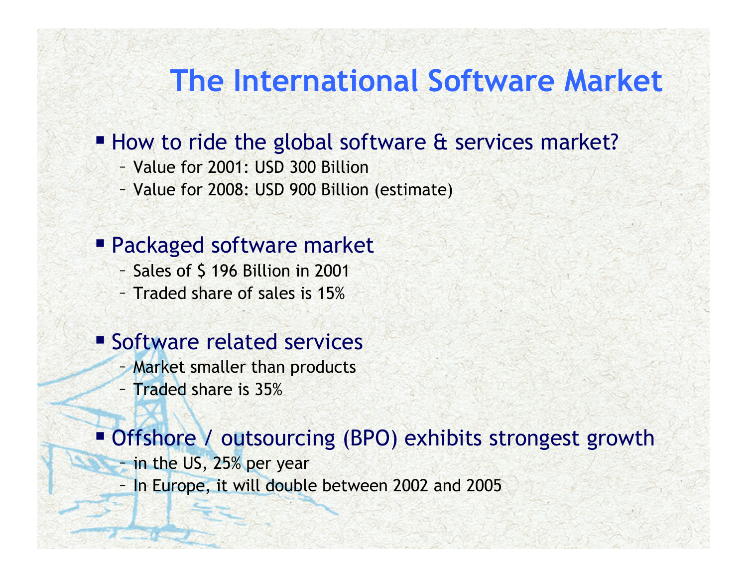# The International Software Market

- How to ride the global software & services market?
  - Value for 2001: USD 300 Billion
  - Value for 2008: USD 900 Billion (estimate)

- Packaged software market
  - Sales of $ 196 Billion in 2001
  - Traded share of sales is 15%

- Software related services
  - Market smaller than products
  - Traded share is 35%

- Offshore / outsourcing (BPO) exhibits strongest growth
  - in the US, 25% per year
  - In Europe, it will double between 2002 and 2005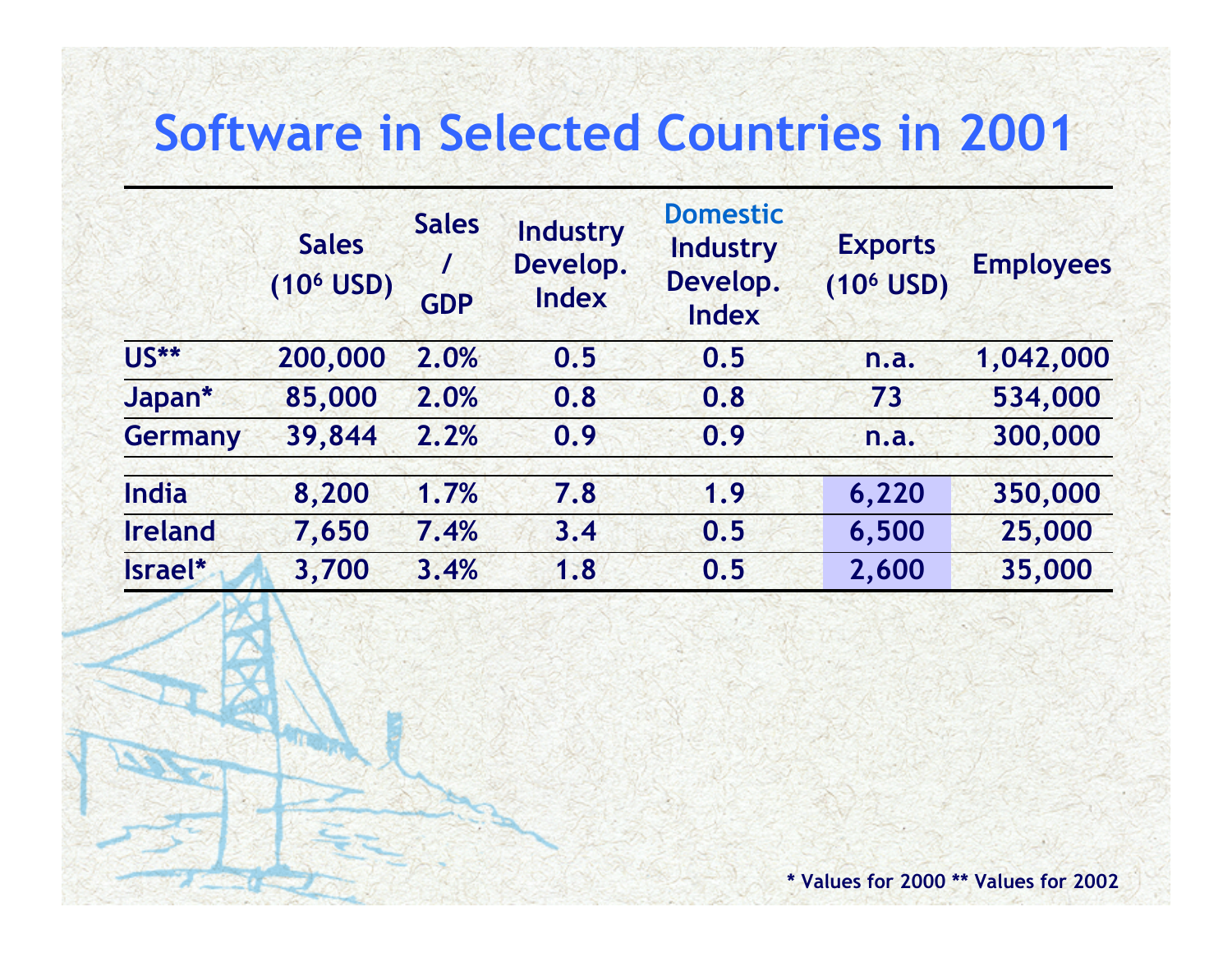# Software in Selected Countries in 2001

| | Sales ($10^6$ USD) | Sales / GDP | Industry Develop. Index | Domestic Industry Develop. Index | Exports ($10^6$ USD) | Employees |
|---|---|---|---|---|---|---|
| US** | 200,000 | 2.0% | 0.5 | 0.5 | n.a. | 1,042,000 |
| Japan* | 85,000 | 2.0% | 0.8 | 0.8 | 73 | 534,000 |
| Germany | 39,844 | 2.2% | 0.9 | 0.9 | n.a. | 300,000 |
| India | 8,200 | 1.7% | 7.8 | 1.9 | 6,220 | 350,000 |
| Ireland | 7,650 | 7.4% | 3.4 | 0.5 | 6,500 | 25,000 |
| Israel* | 3,700 | 3.4% | 1.8 | 0.5 | 2,600 | 35,000 |

* Values for 2000 ** Values for 2002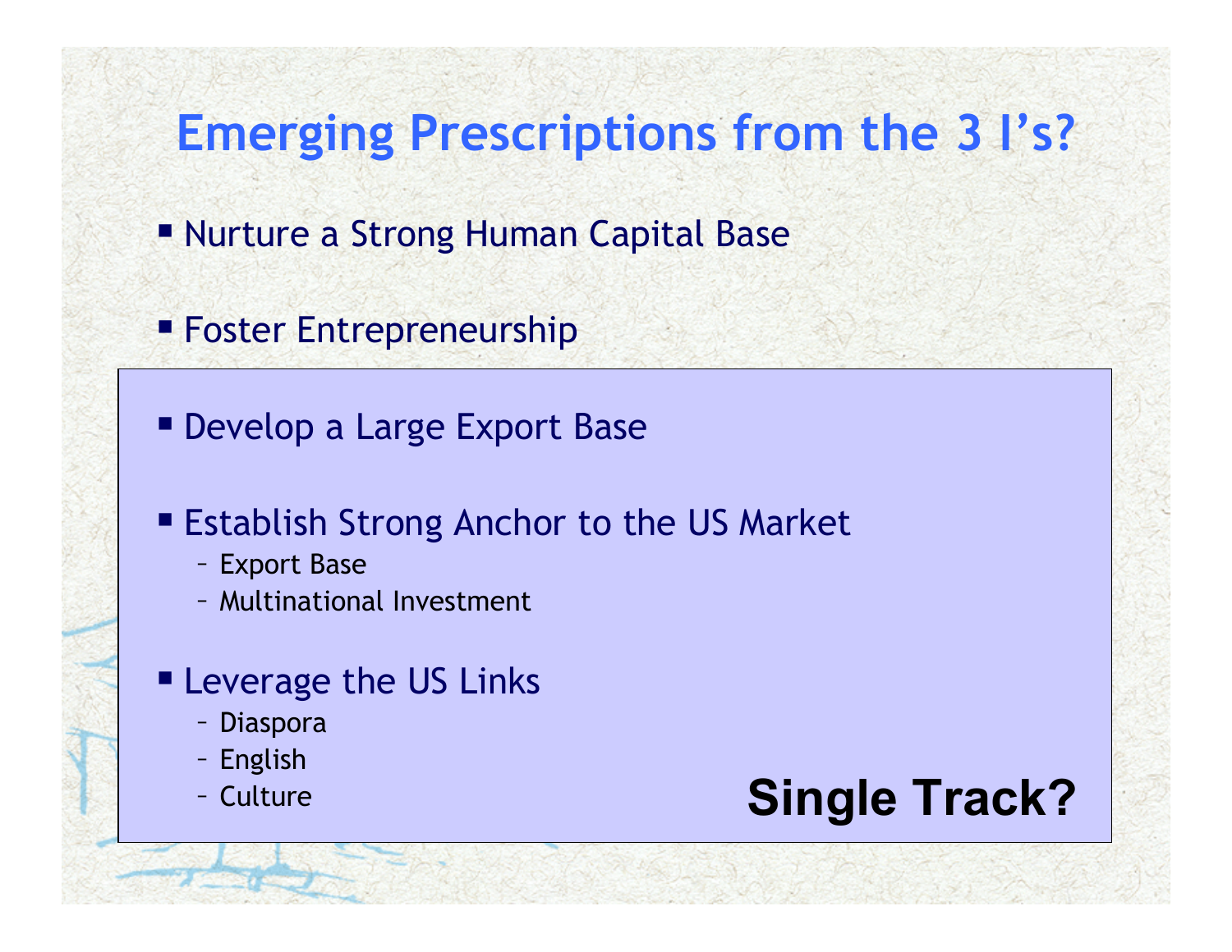# Emerging Prescriptions from the 3 I's?

- Nurture a Strong Human Capital Base
- Foster Entrepreneurship
- Develop a Large Export Base
- Establish Strong Anchor to the US Market
  - Export Base
  - Multinational Investment
- Leverage the US Links
  - Diaspora
  - English
  - Culture

**Single Track?**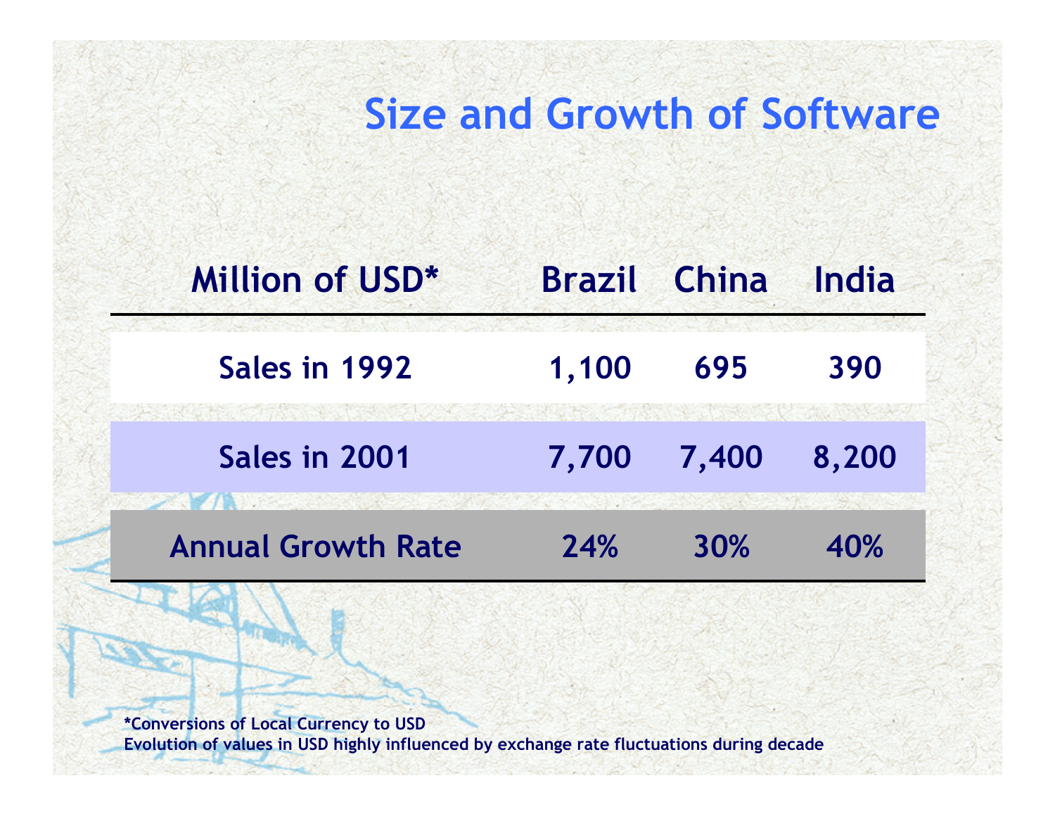# Size and Growth of Software

| Million of USD* | Brazil | China | India |
|---|---|---|---|
| Sales in 1992 | 1,100 | 695 | 390 |
| Sales in 2001 | 7,700 | 7,400 | 8,200 |
| Annual Growth Rate | 24% | 30% | 40% |

**\*Conversions of Local Currency to USD**
**Evolution of values in USD highly influenced by exchange rate fluctuations during decade**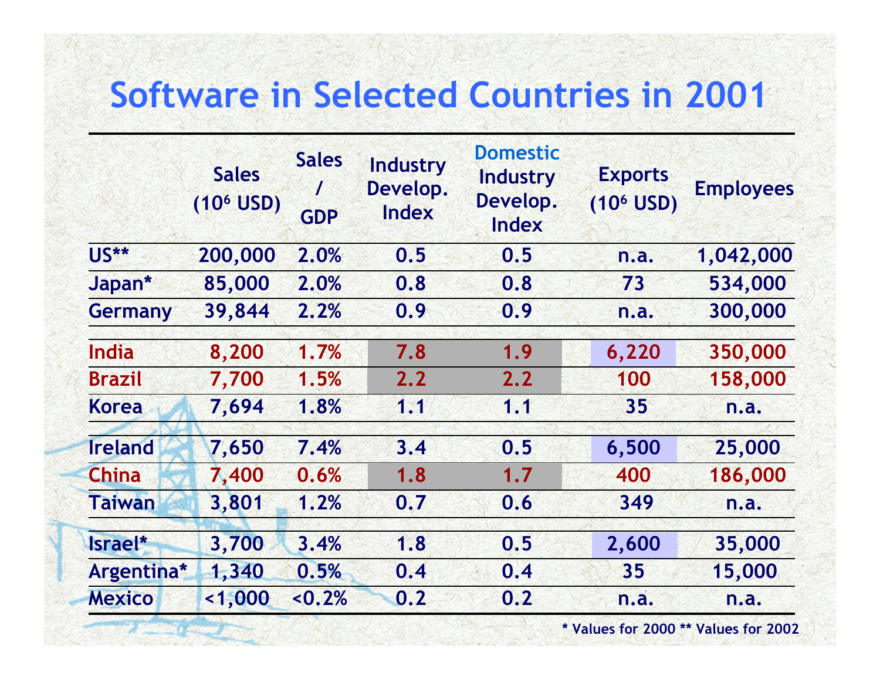# Software in Selected Countries in 2001

| | Sales ($10^6$ USD) | Sales / GDP | Industry Develop. Index | Domestic Industry Develop. Index | Exports ($10^6$ USD) | Employees |
|---|---|---|---|---|---|---|
| US** | 200,000 | 2.0% | 0.5 | 0.5 | n.a. | 1,042,000 |
| Japan* | 85,000 | 2.0% | 0.8 | 0.8 | 73 | 534,000 |
| Germany | 39,844 | 2.2% | 0.9 | 0.9 | n.a. | 300,000 |
| India | 8,200 | 1.7% | 7.8 | 1.9 | 6,220 | 350,000 |
| Brazil | 7,700 | 1.5% | 2.2 | 2.2 | 100 | 158,000 |
| Korea | 7,694 | 1.8% | 1.1 | 1.1 | 35 | n.a. |
| Ireland | 7,650 | 7.4% | 3.4 | 0.5 | 6,500 | 25,000 |
| China | 7,400 | 0.6% | 1.8 | 1.7 | 400 | 186,000 |
| Taiwan | 3,801 | 1.2% | 0.7 | 0.6 | 349 | n.a. |
| Israel* | 3,700 | 3.4% | 1.8 | 0.5 | 2,600 | 35,000 |
| Argentina* | 1,340 | 0.5% | 0.4 | 0.4 | 35 | 15,000 |
| Mexico | <1,000 | <0.2% | 0.2 | 0.2 | n.a. | n.a. |

* Values for 2000 ** Values for 2002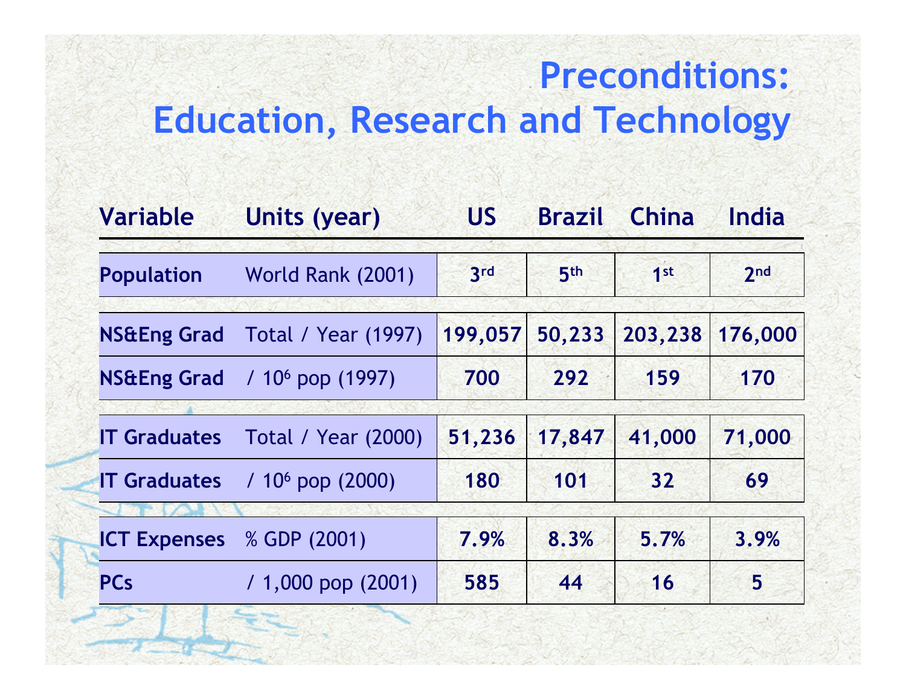# Preconditions: Education, Research and Technology

| Variable | Units (year) | US | Brazil | China | India |
|---|---|---|---|---|---|
| **Population** | World Rank (2001) | 3rd | 5th | 1st | 2nd |
| **NS&Eng Grad** | Total / Year (1997) | 199,057 | 50,233 | 203,238 | 176,000 |
| **NS&Eng Grad** | / $10^6$ pop (1997) | 700 | 292 | 159 | 170 |
| **IT Graduates** | Total / Year (2000) | 51,236 | 17,847 | 41,000 | 71,000 |
| **IT Graduates** | / $10^6$ pop (2000) | 180 | 101 | 32 | 69 |
| **ICT Expenses** | % GDP (2001) | 7.9% | 8.3% | 5.7% | 3.9% |
| **PCs** | / 1,000 pop (2001) | 585 | 44 | 16 | 5 |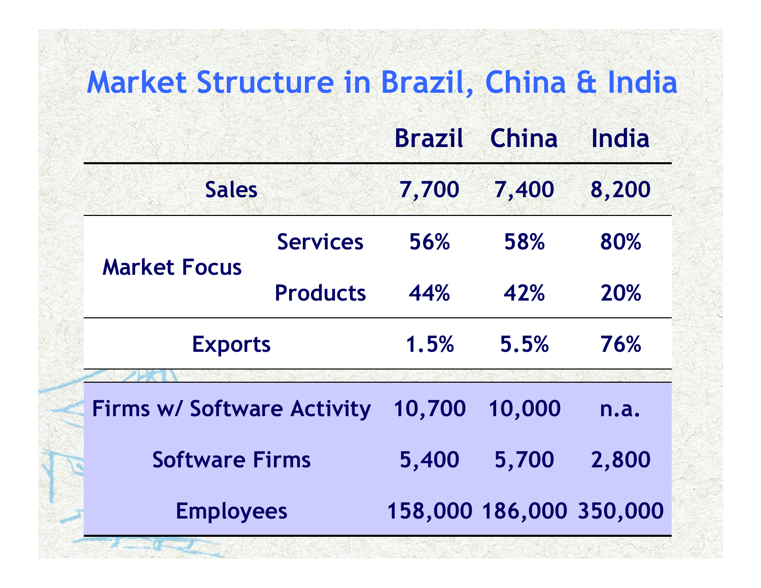# Market Structure in Brazil, China & India

| | | Brazil | China | India |
|---|---|---|---|---|
| Sales | | 7,700 | 7,400 | 8,200 |
| Market Focus | Services | 56% | 58% | 80% |
| | Products | 44% | 42% | 20% |
| Exports | | 1.5% | 5.5% | 76% |
| Firms w/ Software Activity | | 10,700 | 10,000 | n.a. |
| Software Firms | | 5,400 | 5,700 | 2,800 |
| Employees | | 158,000 | 186,000 | 350,000 |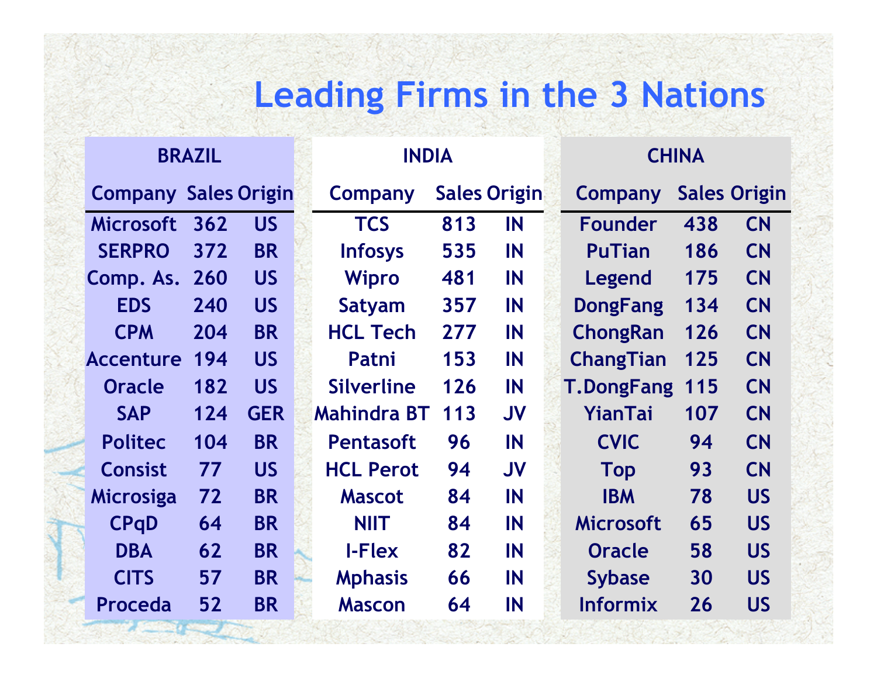# Leading Firms in the 3 Nations

| BRAZIL | | | INDIA | | | CHINA | | |
|---|---|---|---|---|---|---|---|---|
| Company | Sales | Origin | Company | Sales | Origin | Company | Sales | Origin |
| Microsoft | 362 | US | TCS | 813 | IN | Founder | 438 | CN |
| SERPRO | 372 | BR | Infosys | 535 | IN | PuTian | 186 | CN |
| Comp. As. | 260 | US | Wipro | 481 | IN | Legend | 175 | CN |
| EDS | 240 | US | Satyam | 357 | IN | DongFang | 134 | CN |
| CPM | 204 | BR | HCL Tech | 277 | IN | ChongRan | 126 | CN |
| Accenture | 194 | US | Patni | 153 | IN | ChangTian | 125 | CN |
| Oracle | 182 | US | Silverline | 126 | IN | T.DongFang | 115 | CN |
| SAP | 124 | GER | Mahindra BT | 113 | JV | YianTai | 107 | CN |
| Politec | 104 | BR | Pentasoft | 96 | IN | CVIC | 94 | CN |
| Consist | 77 | US | HCL Perot | 94 | JV | Top | 93 | CN |
| Microsiga | 72 | BR | Mascot | 84 | IN | IBM | 78 | US |
| CPqD | 64 | BR | NIIT | 84 | IN | Microsoft | 65 | US |
| DBA | 62 | BR | I-Flex | 82 | IN | Oracle | 58 | US |
| CITS | 57 | BR | Mphasis | 66 | IN | Sybase | 30 | US |
| Proceda | 52 | BR | Mascon | 64 | IN | Informix | 26 | US |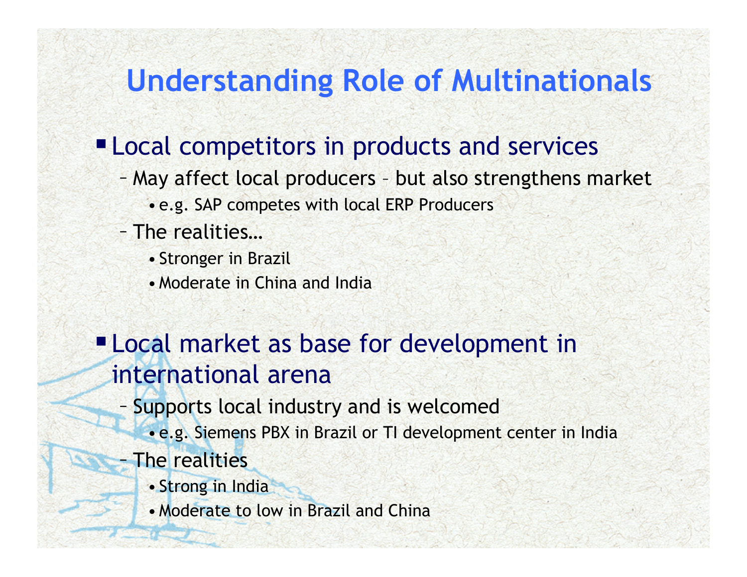# Understanding Role of Multinationals

- Local competitors in products and services
  - May affect local producers – but also strengthens market
    - e.g. SAP competes with local ERP Producers
  - The realities…
    - Stronger in Brazil
    - Moderate in China and India
- Local market as base for development in international arena
  - Supports local industry and is welcomed
    - e.g. Siemens PBX in Brazil or TI development center in India
  - The realities
    - Strong in India
    - Moderate to low in Brazil and China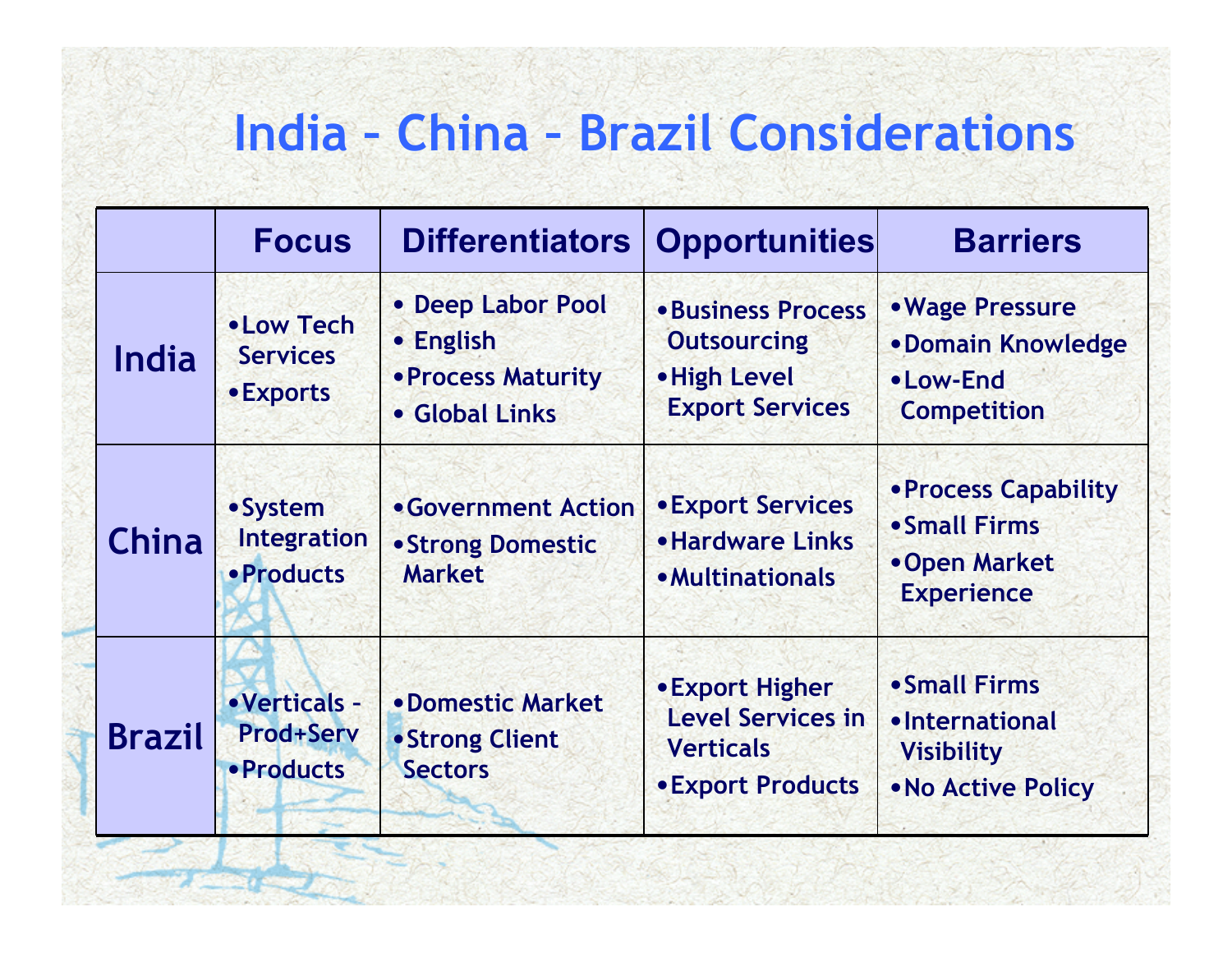# India - China - Brazil Considerations

| | Focus | Differentiators | Opportunities | Barriers |
|---|---|---|---|---|
| **India** | • Low Tech Services<br>• Exports | • Deep Labor Pool<br>• English<br>• Process Maturity<br>• Global Links | • Business Process Outsourcing<br>• High Level Export Services | • Wage Pressure<br>• Domain Knowledge<br>• Low-End Competition |
| **China** | • System Integration<br>• Products | • Government Action<br>• Strong Domestic Market | • Export Services<br>• Hardware Links<br>• Multinationals | • Process Capability<br>• Small Firms<br>• Open Market Experience |
| **Brazil** | • Verticals - Prod+Serv<br>• Products | • Domestic Market<br>• Strong Client Sectors | • Export Higher Level Services in Verticals<br>• Export Products | • Small Firms<br>• International Visibility<br>• No Active Policy |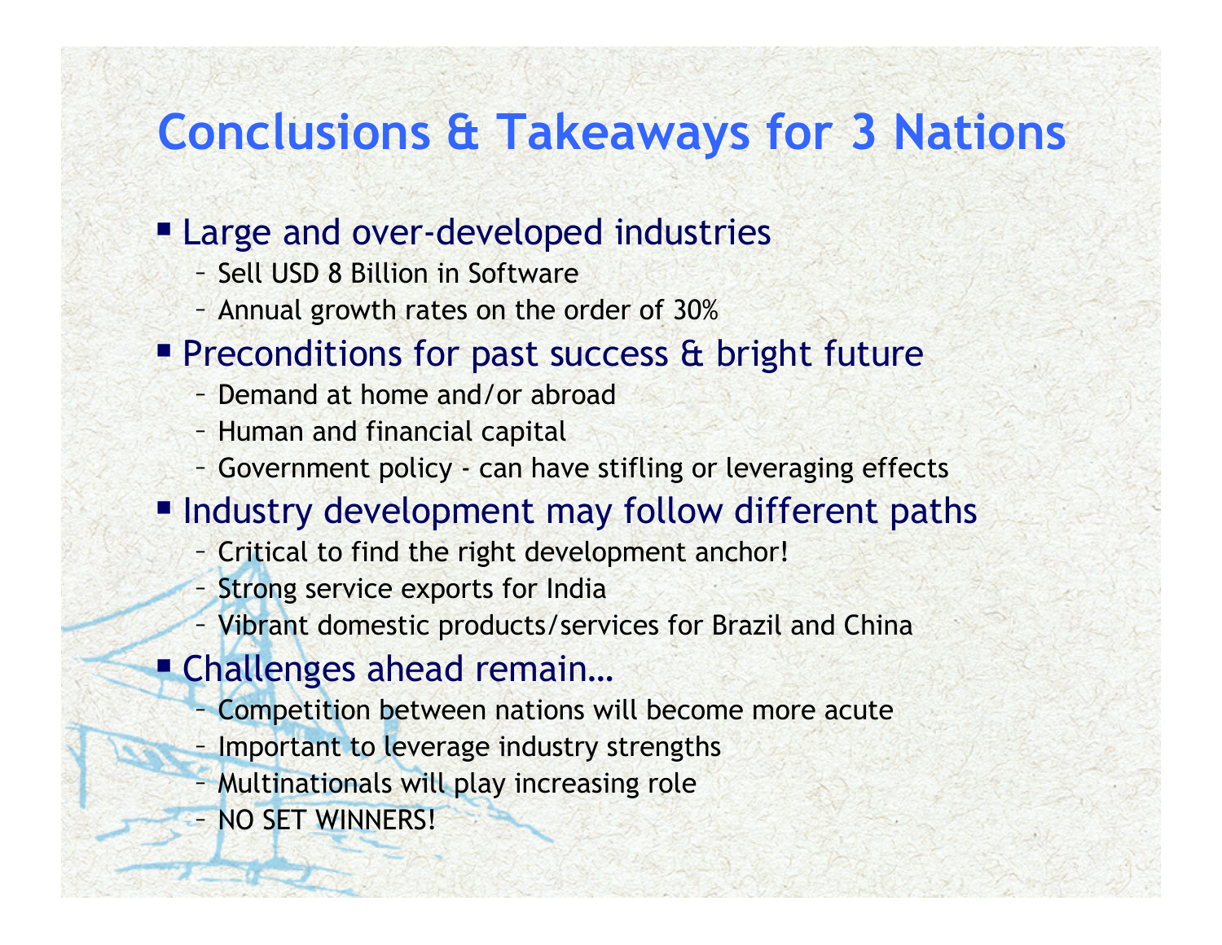# Conclusions & Takeaways for 3 Nations

- Large and over-developed industries
  - Sell USD 8 Billion in Software
  - Annual growth rates on the order of 30%
- Preconditions for past success & bright future
  - Demand at home and/or abroad
  - Human and financial capital
  - Government policy - can have stifling or leveraging effects
- Industry development may follow different paths
  - Critical to find the right development anchor!
  - Strong service exports for India
  - Vibrant domestic products/services for Brazil and China
- Challenges ahead remain…
  - Competition between nations will become more acute
  - Important to leverage industry strengths
  - Multinationals will play increasing role
  - NO SET WINNERS!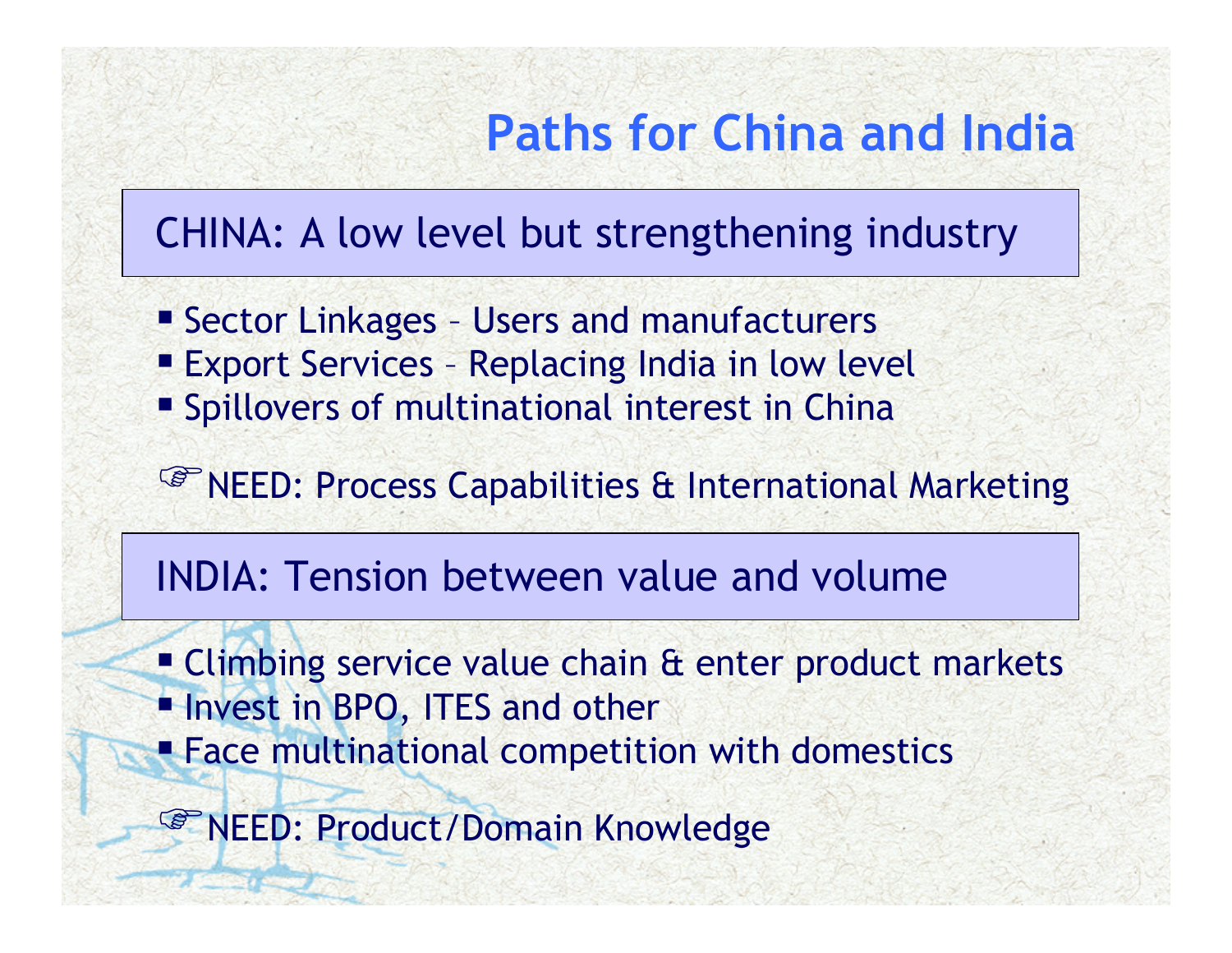# Paths for China and India

## CHINA: A low level but strengthening industry

- Sector Linkages – Users and manufacturers
- Export Services – Replacing India in low level
- Spillovers of multinational interest in China

☞NEED: Process Capabilities & International Marketing

## INDIA: Tension between value and volume

- Climbing service value chain & enter product markets
- Invest in BPO, ITES and other
- Face multinational competition with domestics

☞NEED: Product/Domain Knowledge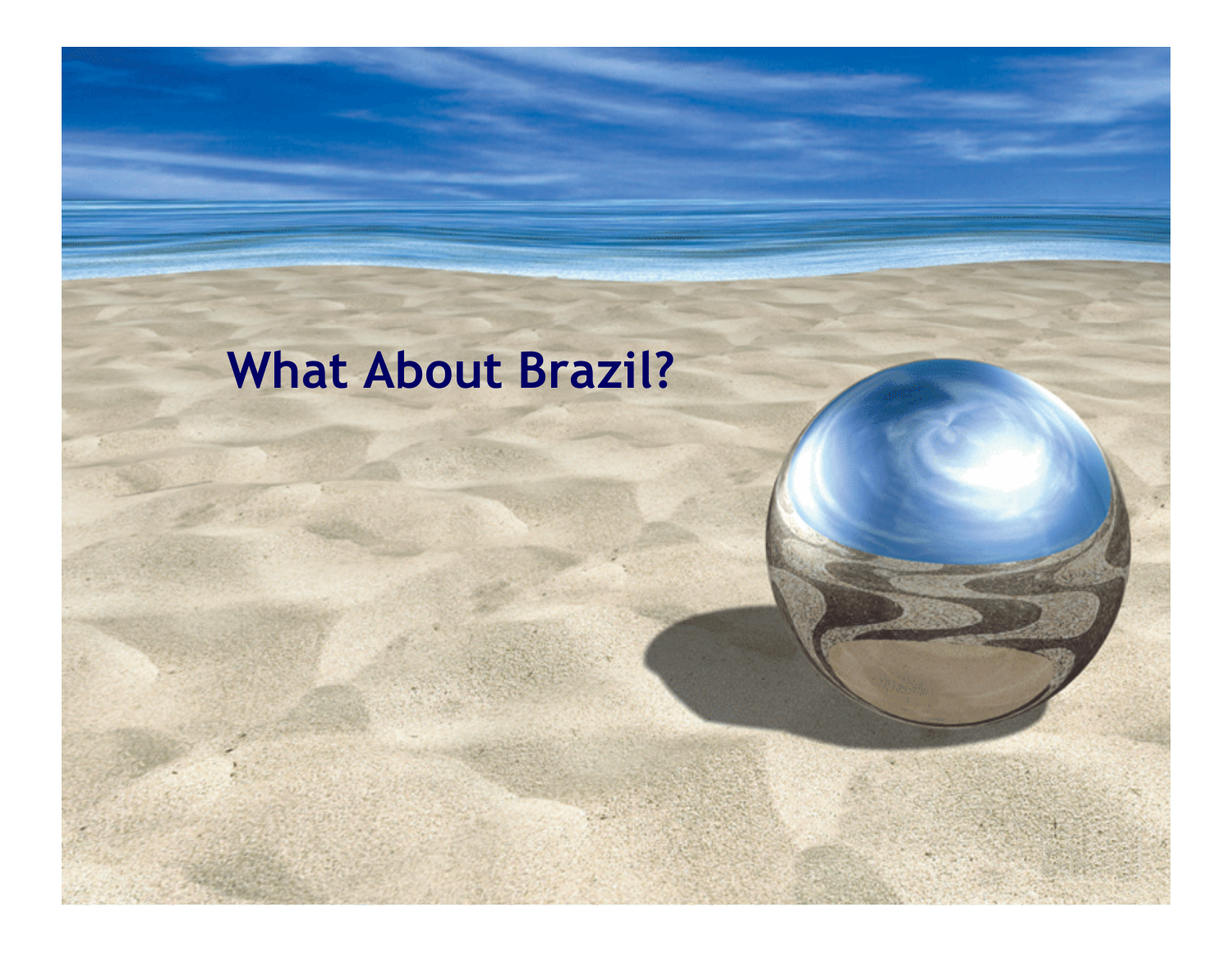# What About Brazil?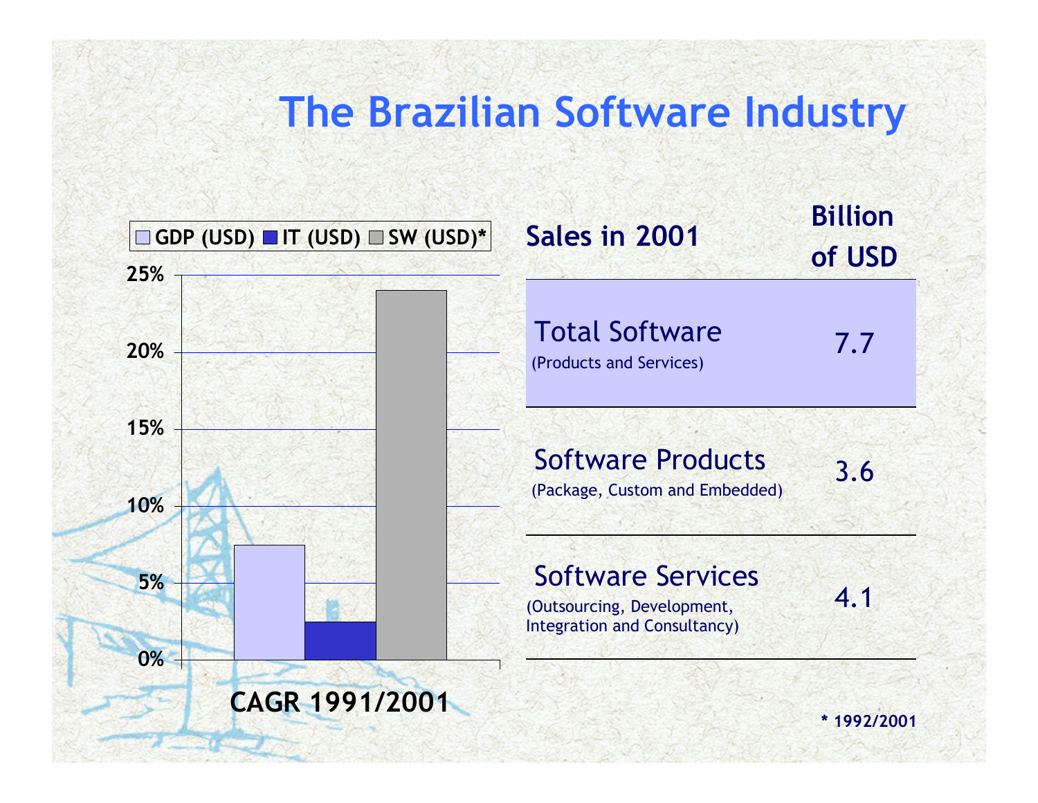# The Brazilian Software Industry

**CAGR 1991/2001**

Legend: GDP (USD), IT (USD), SW (USD)*

| | GDP (USD) | IT (USD) | SW (USD)* |
|---|---|---|---|
| CAGR 1991/2001 | ~7.5% | ~2.5% | ~24% |

| Sales in 2001 | Billion of USD |
|---|---|
| Total Software (Products and Services) | 7.7 |
| Software Products (Package, Custom and Embedded) | 3.6 |
| Software Services (Outsourcing, Development, Integration and Consultancy) | 4.1 |

\* 1992/2001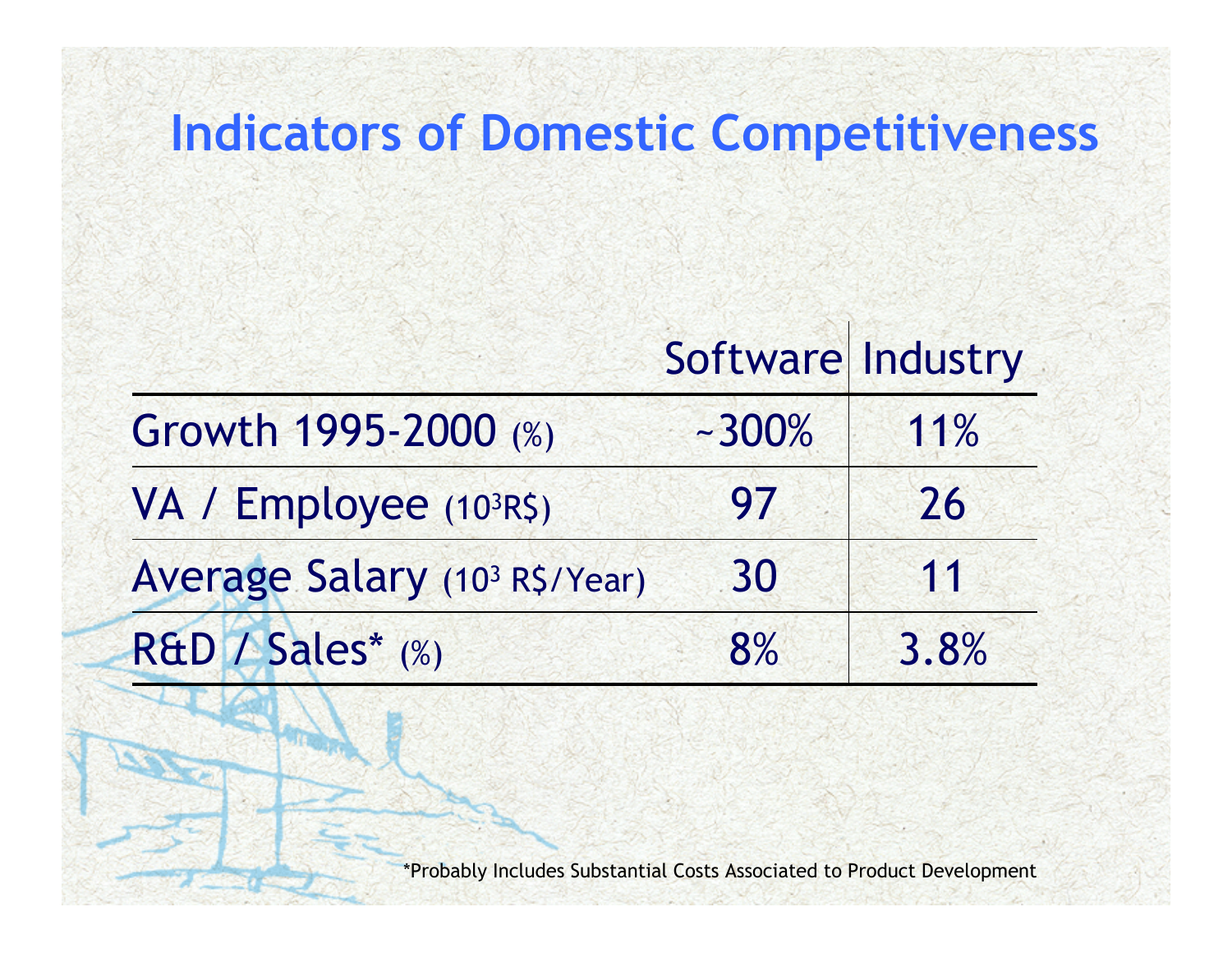# Indicators of Domestic Competitiveness

| | Software | Industry |
|---|---|---|
| Growth 1995-2000 (%) | ~300% | 11% |
| VA / Employee ($10^3$R$) | 97 | 26 |
| Average Salary ($10^3$ R$/Year) | 30 | 11 |
| R&D / Sales* (%) | 8% | 3.8% |

*Probably Includes Substantial Costs Associated to Product Development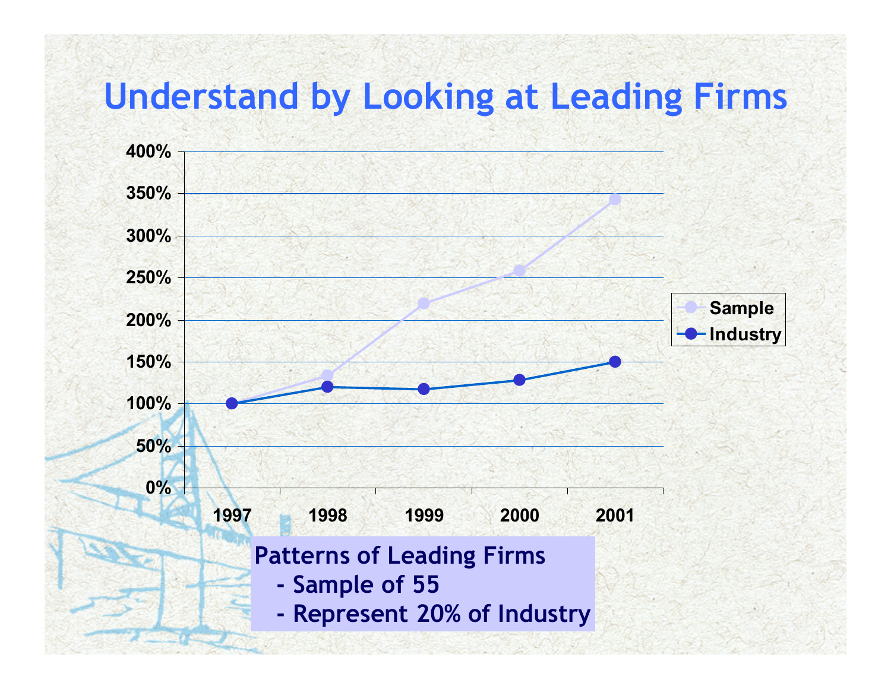# Understand by Looking at Leading Firms

Patterns of Leading Firms

- Sample of 55
- Represent 20% of Industry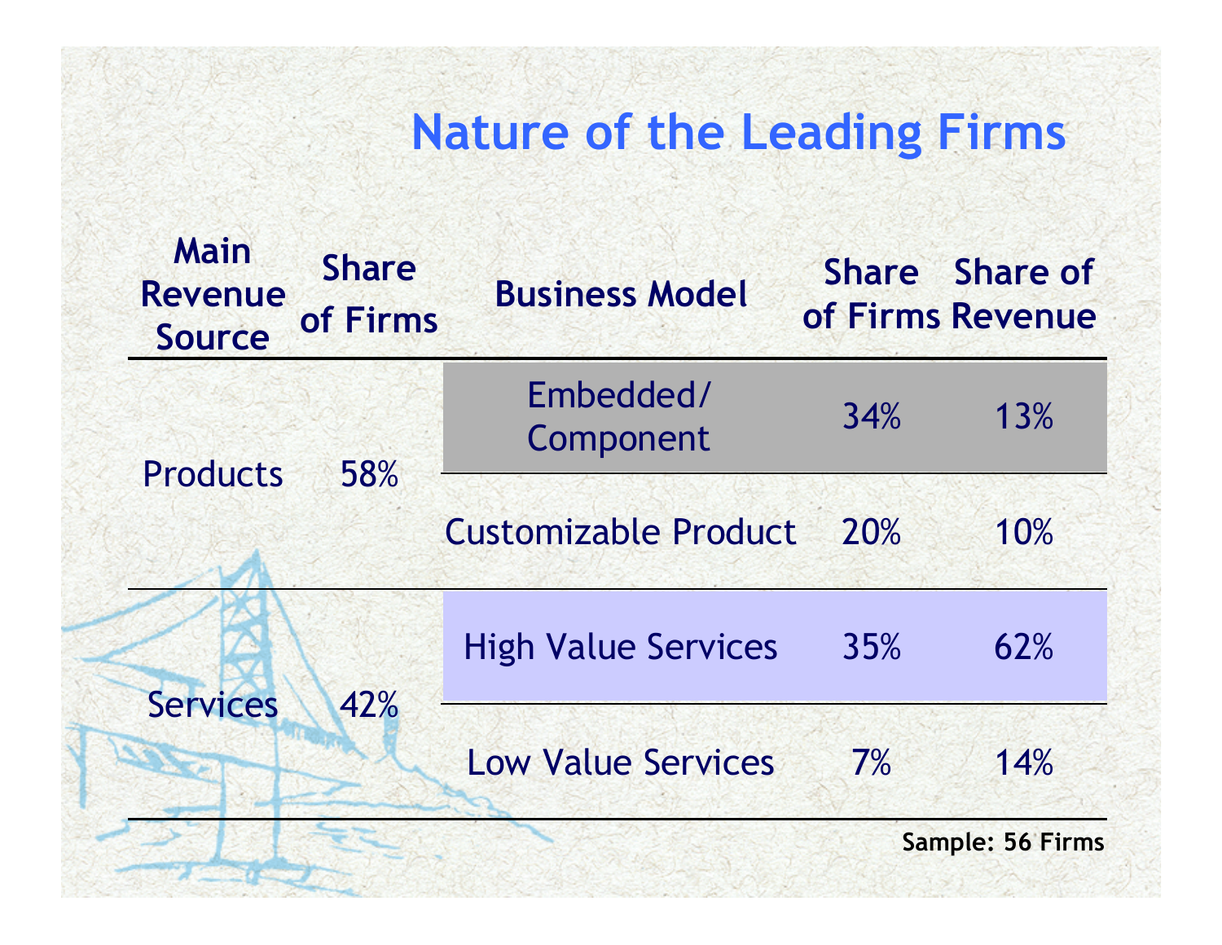# Nature of the Leading Firms

| Main Revenue Source | Share of Firms | Business Model | Share of Firms | Share of Revenue |
|---|---|---|---|---|
| Products | 58% | Embedded/ Component | 34% | 13% |
| | | Customizable Product | 20% | 10% |
| Services | 42% | High Value Services | 35% | 62% |
| | | Low Value Services | 7% | 14% |

**Sample: 56 Firms**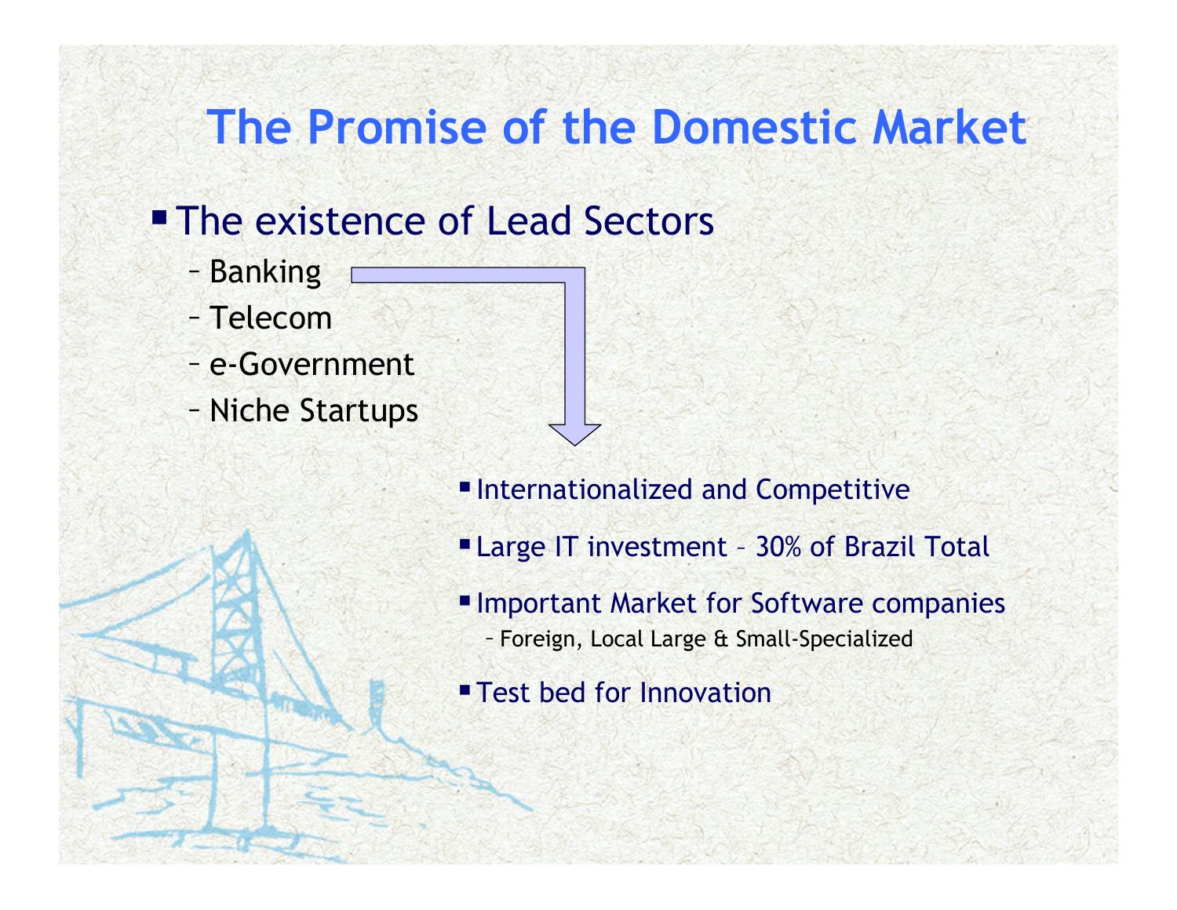# The Promise of the Domestic Market

- The existence of Lead Sectors
  - Banking
  - Telecom
  - e-Government
  - Niche Startups

- Internationalized and Competitive
- Large IT investment – 30% of Brazil Total
- Important Market for Software companies
  - Foreign, Local Large & Small-Specialized
- Test bed for Innovation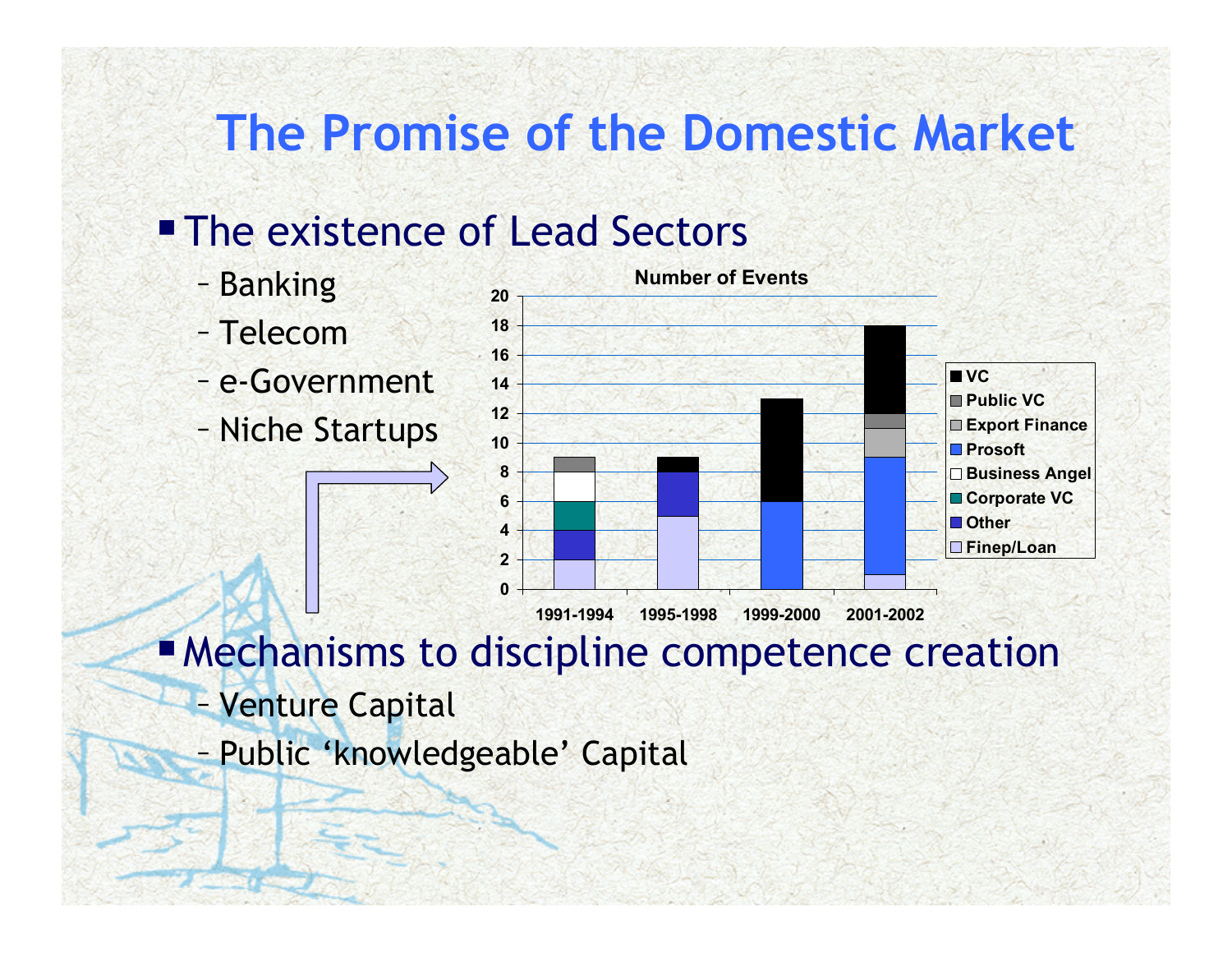# The Promise of the Domestic Market

- The existence of Lead Sectors
  - Banking
  - Telecom
  - e-Government
  - Niche Startups

**Number of Events**

| Period | Finep/Loan | Other | Corporate VC | Business Angel | Prosoft | Export Finance | Public VC | VC |
|---|---|---|---|---|---|---|---|---|
| 1991-1994 | 2 | 2 | 2 | 2 | | | 1 | |
| 1995-1998 | 5 | 3 | | | | | | 1 |
| 1999-2000 | | | | | 6 | | | 7 |
| 2001-2002 | 1 | | | | 8 | 2 | 1 | 6 |

- Mechanisms to discipline competence creation
  - Venture Capital
  - Public ‘knowledgeable’ Capital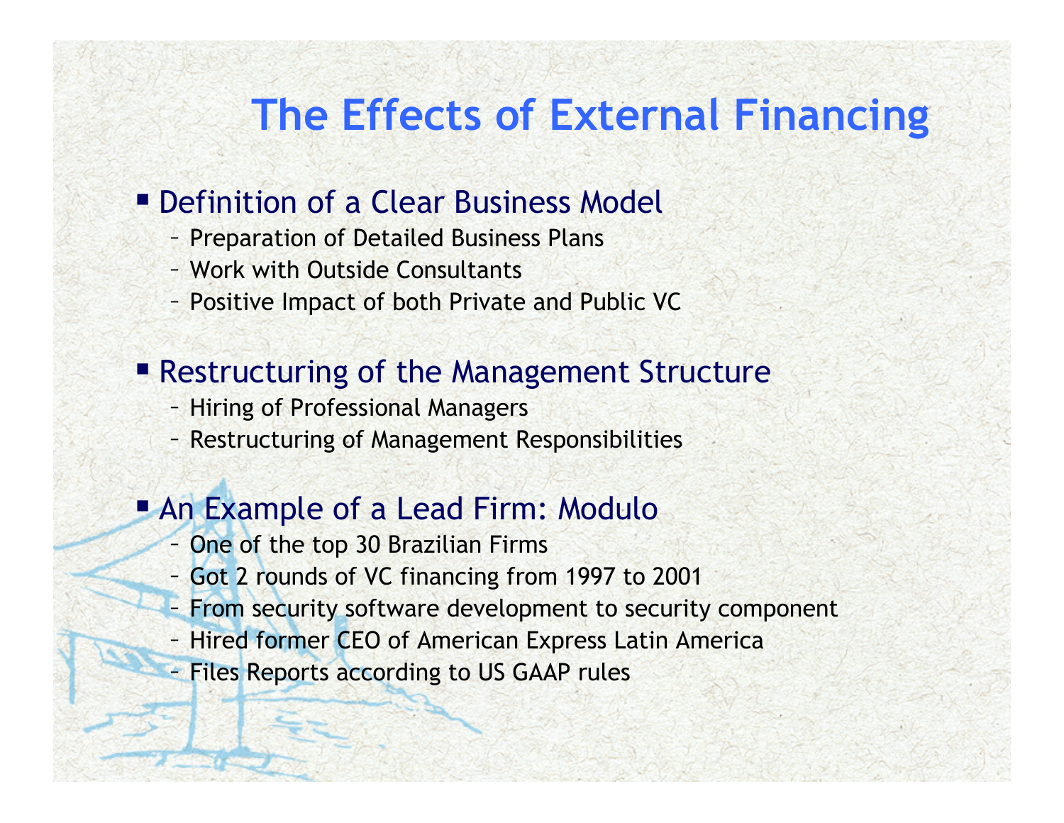# The Effects of External Financing

- Definition of a Clear Business Model
  - Preparation of Detailed Business Plans
  - Work with Outside Consultants
  - Positive Impact of both Private and Public VC

- Restructuring of the Management Structure
  - Hiring of Professional Managers
  - Restructuring of Management Responsibilities

- An Example of a Lead Firm: Modulo
  - One of the top 30 Brazilian Firms
  - Got 2 rounds of VC financing from 1997 to 2001
  - From security software development to security component
  - Hired former CEO of American Express Latin America
  - Files Reports according to US GAAP rules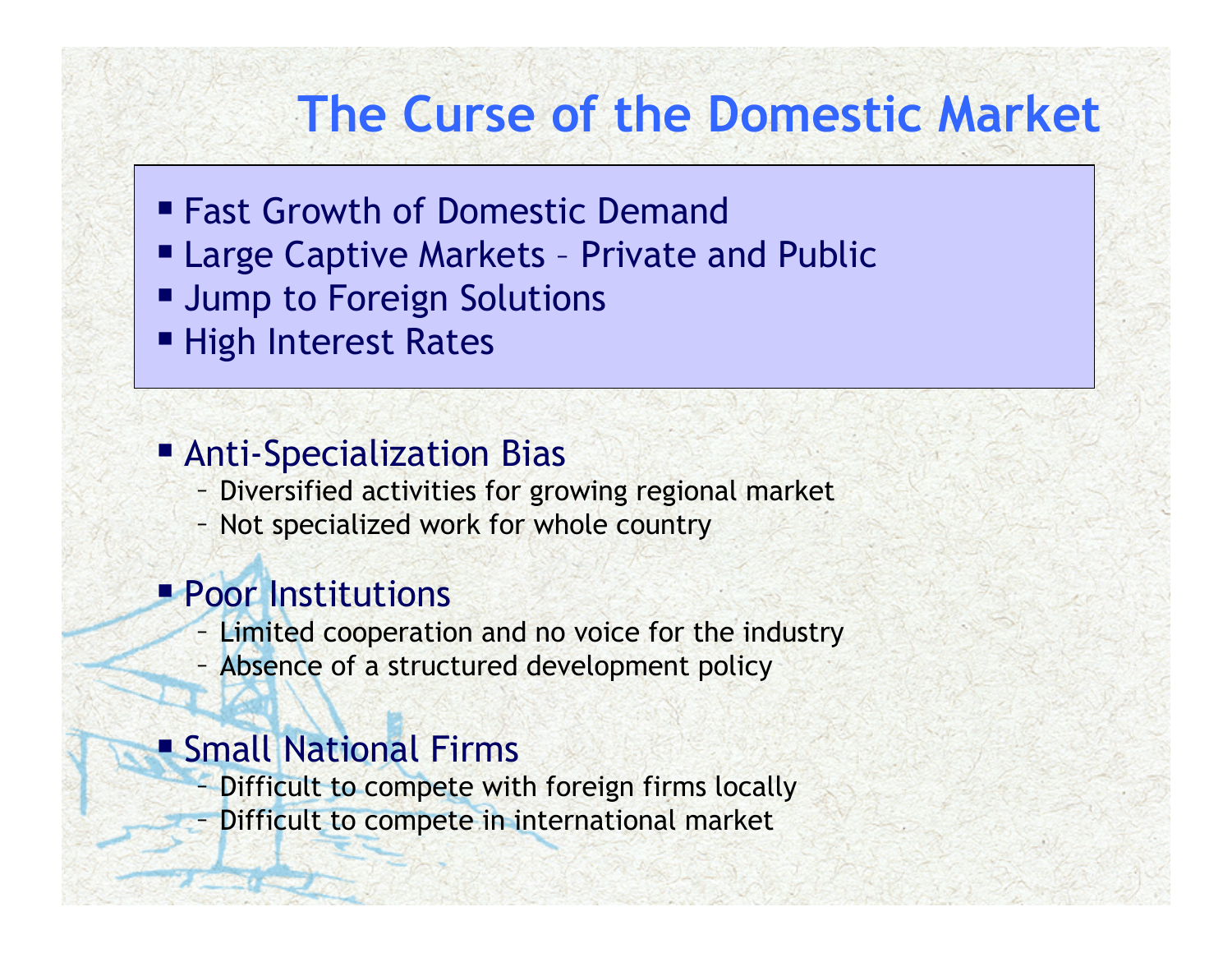# The Curse of the Domestic Market

- Fast Growth of Domestic Demand
- Large Captive Markets – Private and Public
- Jump to Foreign Solutions
- High Interest Rates

- Anti-Specialization Bias
  - Diversified activities for growing regional market
  - Not specialized work for whole country
- Poor Institutions
  - Limited cooperation and no voice for the industry
  - Absence of a structured development policy
- Small National Firms
  - Difficult to compete with foreign firms locally
  - Difficult to compete in international market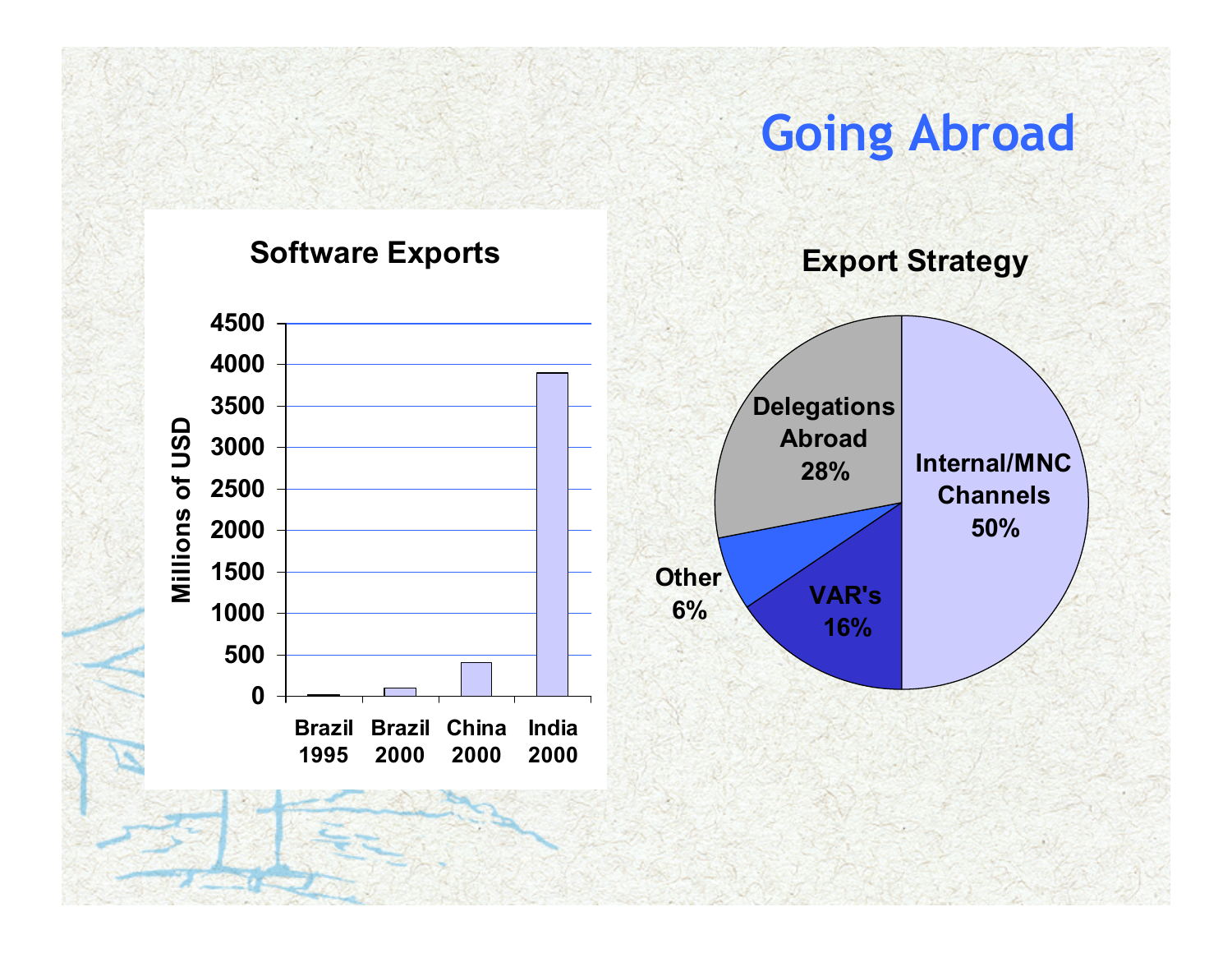# Going Abroad

**Software Exports**

Millions of USD

| | Brazil 1995 | Brazil 2000 | China 2000 | India 2000 |
|---|---|---|---|---|
| Millions of USD | ~20 | ~100 | ~400 | ~3900 |

**Export Strategy**

- Internal/MNC Channels 50%
- Delegations Abroad 28%
- VAR's 16%
- Other 6%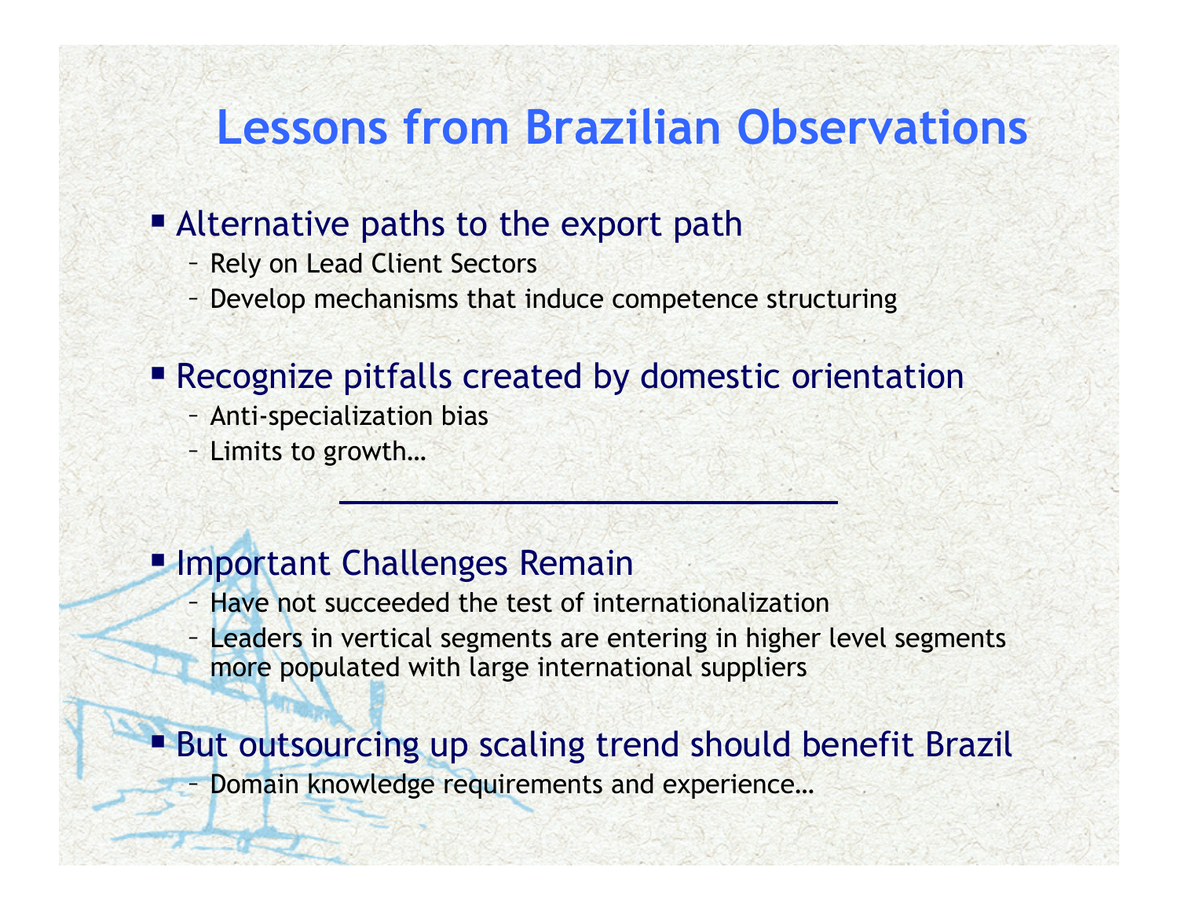# Lessons from Brazilian Observations

- Alternative paths to the export path
  - Rely on Lead Client Sectors
  - Develop mechanisms that induce competence structuring

- Recognize pitfalls created by domestic orientation
  - Anti-specialization bias
  - Limits to growth…

---

- Important Challenges Remain
  - Have not succeeded the test of internationalization
  - Leaders in vertical segments are entering in higher level segments more populated with large international suppliers

- But outsourcing up scaling trend should benefit Brazil
  - Domain knowledge requirements and experience…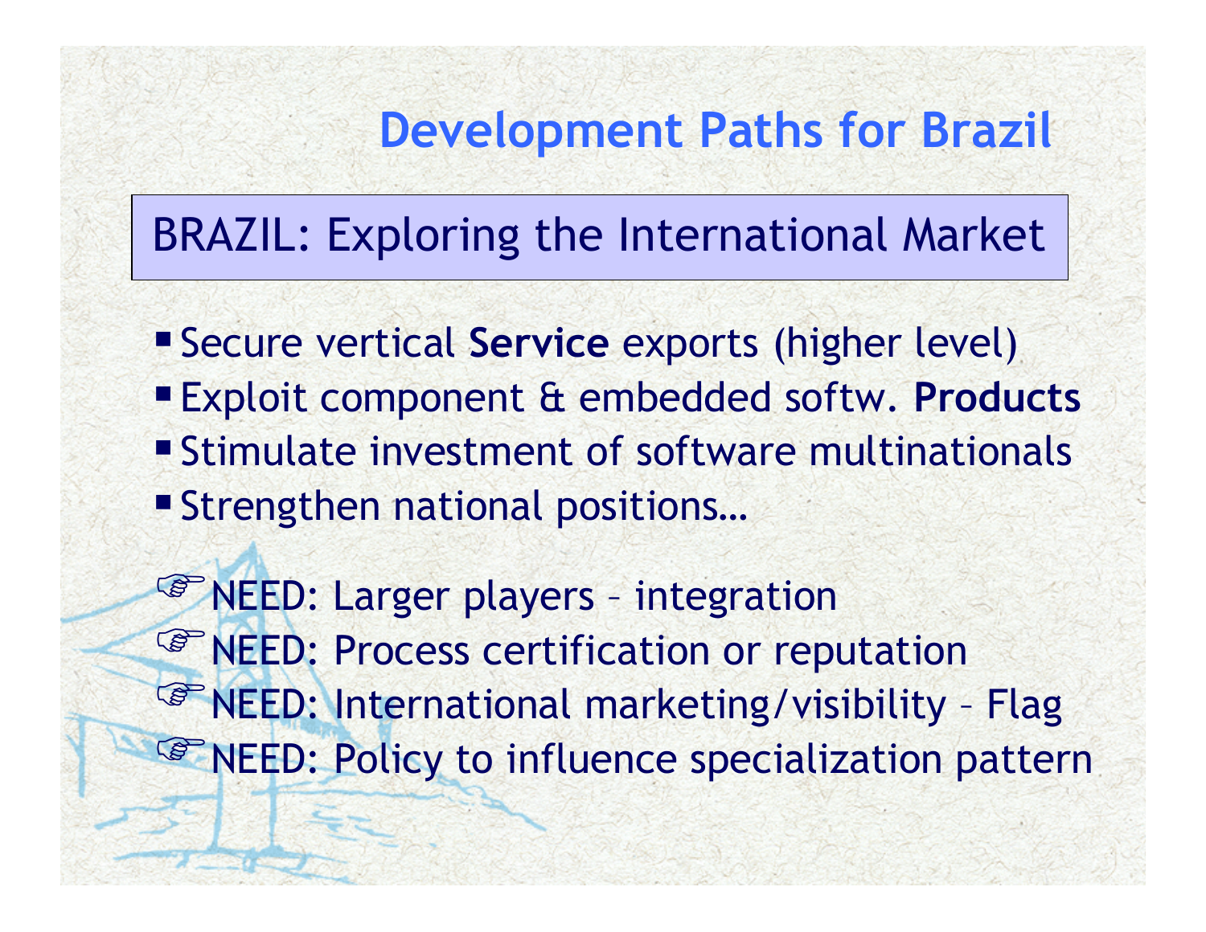# Development Paths for Brazil

## BRAZIL: Exploring the International Market

- Secure vertical **Service** exports (higher level)
- Exploit component & embedded softw. **Products**
- Stimulate investment of software multinationals
- Strengthen national positions…

☞ NEED: Larger players – integration
☞ NEED: Process certification or reputation
☞ NEED: International marketing/visibility – Flag
☞ NEED: Policy to influence specialization pattern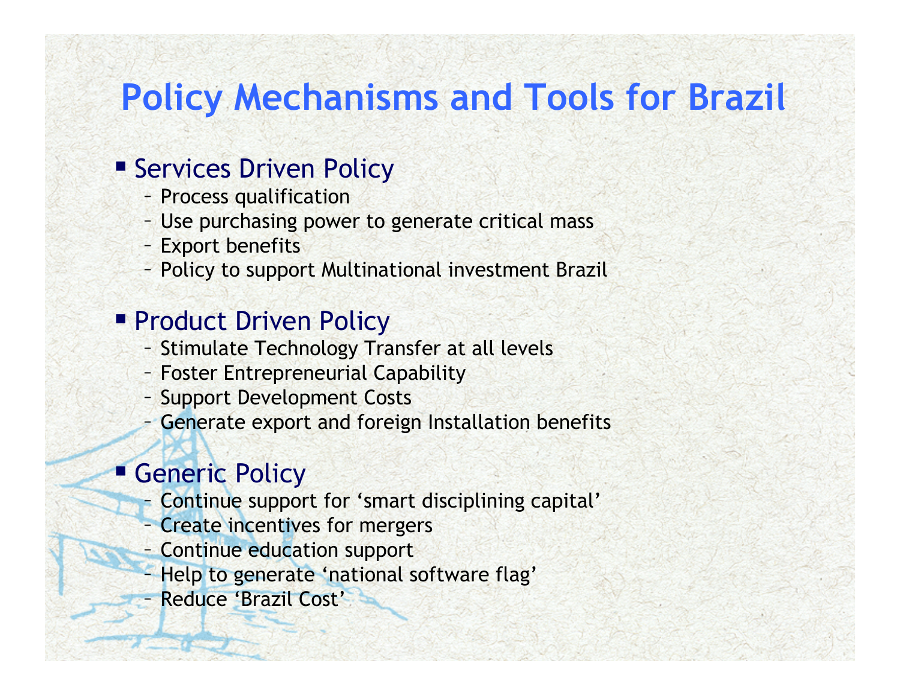# Policy Mechanisms and Tools for Brazil

- Services Driven Policy
  - Process qualification
  - Use purchasing power to generate critical mass
  - Export benefits
  - Policy to support Multinational investment Brazil
- Product Driven Policy
  - Stimulate Technology Transfer at all levels
  - Foster Entrepreneurial Capability
  - Support Development Costs
  - Generate export and foreign Installation benefits
- Generic Policy
  - Continue support for ‘smart disciplining capital’
  - Create incentives for mergers
  - Continue education support
  - Help to generate ‘national software flag’
  - Reduce ‘Brazil Cost’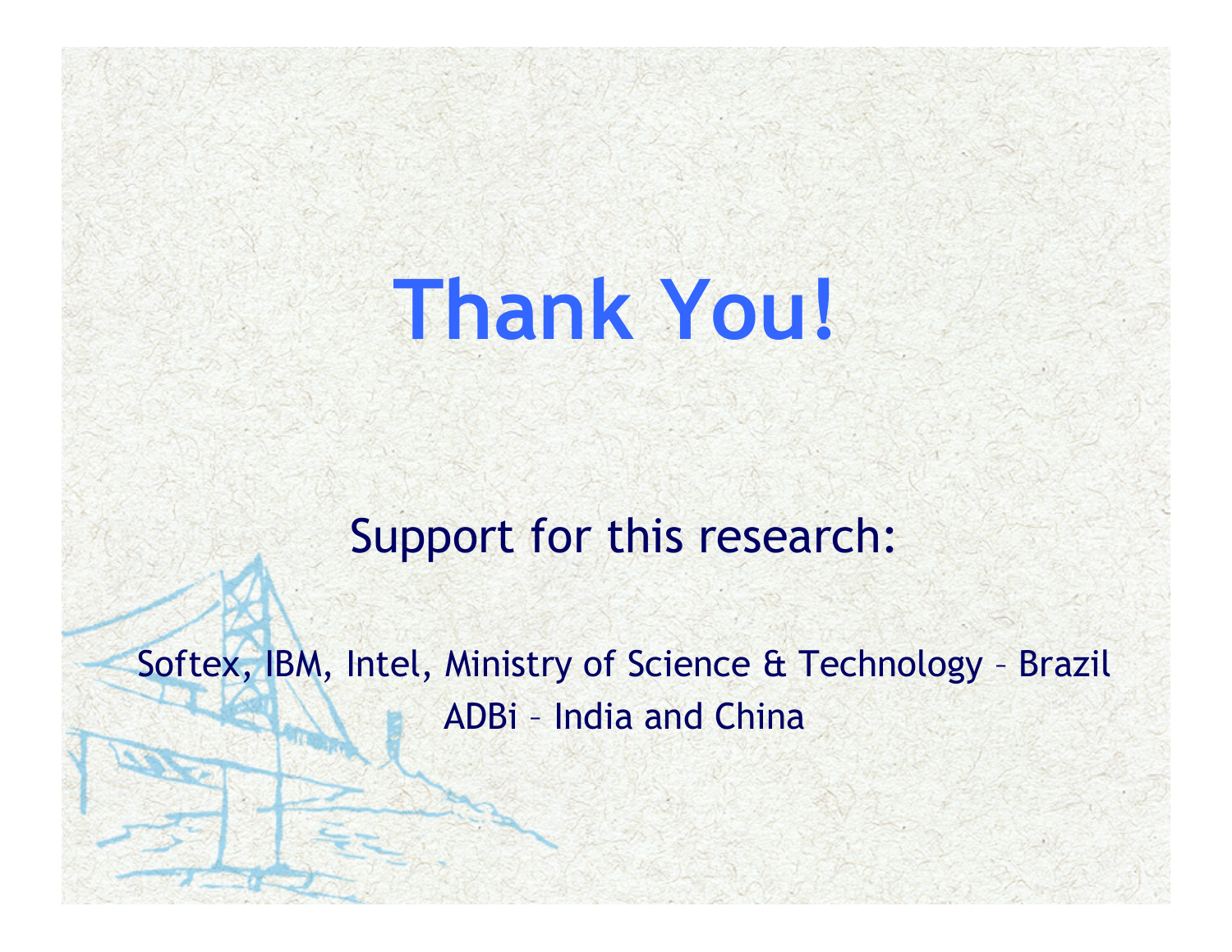# Thank You!

Support for this research:

Softex, IBM, Intel, Ministry of Science & Technology – Brazil
ADBi – India and China